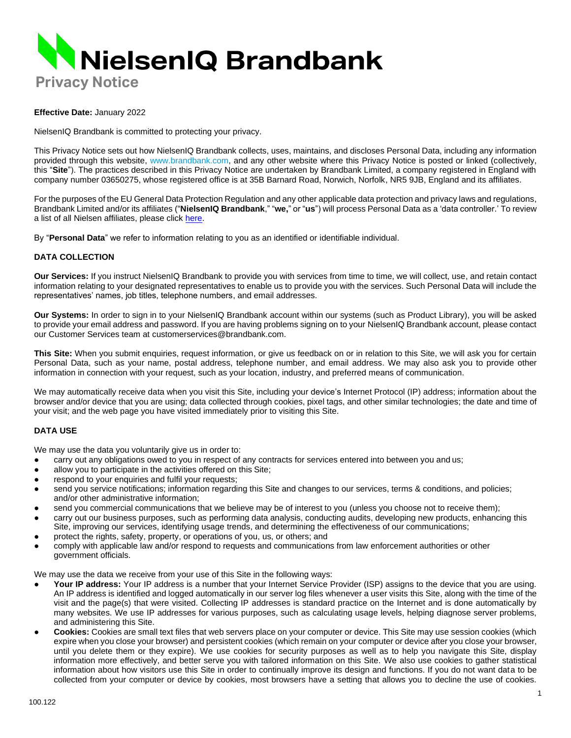# NielsenIQ Brandbank

## Privacy Notice

**Effective Date:** January 2022

NielsenIQ Brandbank is committed to protecting your privacy.

This Privacy Notice sets out how NielsenIQ Brandbank collects, uses, maintains, and discloses Personal Data, including any information provided through this website, www.brandbank.com, and any other website where this Privacy Notice is posted or linked (collectively, this "**Site**"). The practices described in this Privacy Notice are undertaken by Brandbank Limited, a company registered in England with company number 03650275, whose registered office is at 35B Barnard Road, Norwich, Norfolk, NR5 9JB, England and its affiliates.

For the purposes of the EU General Data Protection Regulation and any other applicable data protection and privacy laws and regulations, Brandbank Limited and/or its affiliates ("**NielsenIQ Brandbank**," "**we,**" or "**us**") will process Personal Data as a 'data controller.' To review a list of all Nielsen affiliates, please click here.

By "**Personal Data**" we refer to information relating to you as an identified or identifiable individual.

### DATA COLLECTION

**Our Services:** If you instruct NielsenIQ Brandbank to provide you with services from time to time, we will collect, use, and retain contact information relating to your designated representatives to enable us to provide you with the services. Such Personal Data will include the representatives' names, job titles, telephone numbers, and email addresses.

**Our Systems:** In order to sign in to your NielsenIQ Brandbank account within our systems (such as Product Library), you will be asked to provide your email address and password. If you are having problems signing on to your NielsenIQ Brandbank account, please contact our Customer Services team at customerservices@brandbank.com.

**This Site:** When you submit enquiries, request information, or give us feedback on or in relation to this Site, we will ask you for certain Personal Data, such as your name, postal address, telephone number, and email address. We may also ask you to provide other information in connection with your request, such as your location, industry, and preferred means of communication.

We may automatically receive data when you visit this Site, including your device's Internet Protocol (IP) address; information about the browser and/or device that you are using; data collected through cookies, pixel tags, and other similar technologies; the date and time of your visit; and the web page you have visited immediately prior to visiting this Site.

### DATA USE

We may use the data you voluntarily give us in order to:

- carry out any obligations owed to you in respect of any contracts for services entered into between you and us;
- allow you to participate in the activities offered on this Site;
- respond to your enquiries and fulfil your requests;
- send you service notifications; information regarding this Site and changes to our services, terms & conditions, and policies; and/or other administrative information;
- send you commercial communications that we believe may be of interest to you (unless you choose not to receive them);
- carry out our business purposes, such as performing data analysis, conducting audits, developing new products, enhancing this Site, improving our services, identifying usage trends, and determining the effectiveness of our communications;
- protect the rights, safety, property, or operations of you, us, or others; and
- comply with applicable law and/or respond to requests and communications from law enforcement authorities or other government officials.

We may use the data we receive from your use of this Site in the following ways:

- **Your IP address:** Your IP address is a number that your Internet Service Provider (ISP) assigns to the device that you are using. An IP address is identified and logged automatically in our server log files whenever a user visits this Site, along with the time of the visit and the page(s) that were visited. Collecting IP addresses is standard practice on the Internet and is done automatically by many websites. We use IP addresses for various purposes, such as calculating usage levels, helping diagnose server problems, and administering this Site.
- **Cookies:** Cookies are small text files that web servers place on your computer or device. This Site may use session cookies (which expire when you close your browser) and persistent cookies (which remain on your computer or device after you close your browser, until you delete them or they expire). We use cookies for security purposes as well as to help you navigate this Site, display information more effectively, and better serve you with tailored information on this Site. We also use cookies to gather statistical information about how visitors use this Site in order to continually improve its design and functions. If you do not want data to be collected from your computer or device by cookies, most browsers have a setting that allows you to decline the use of cookies.

100.122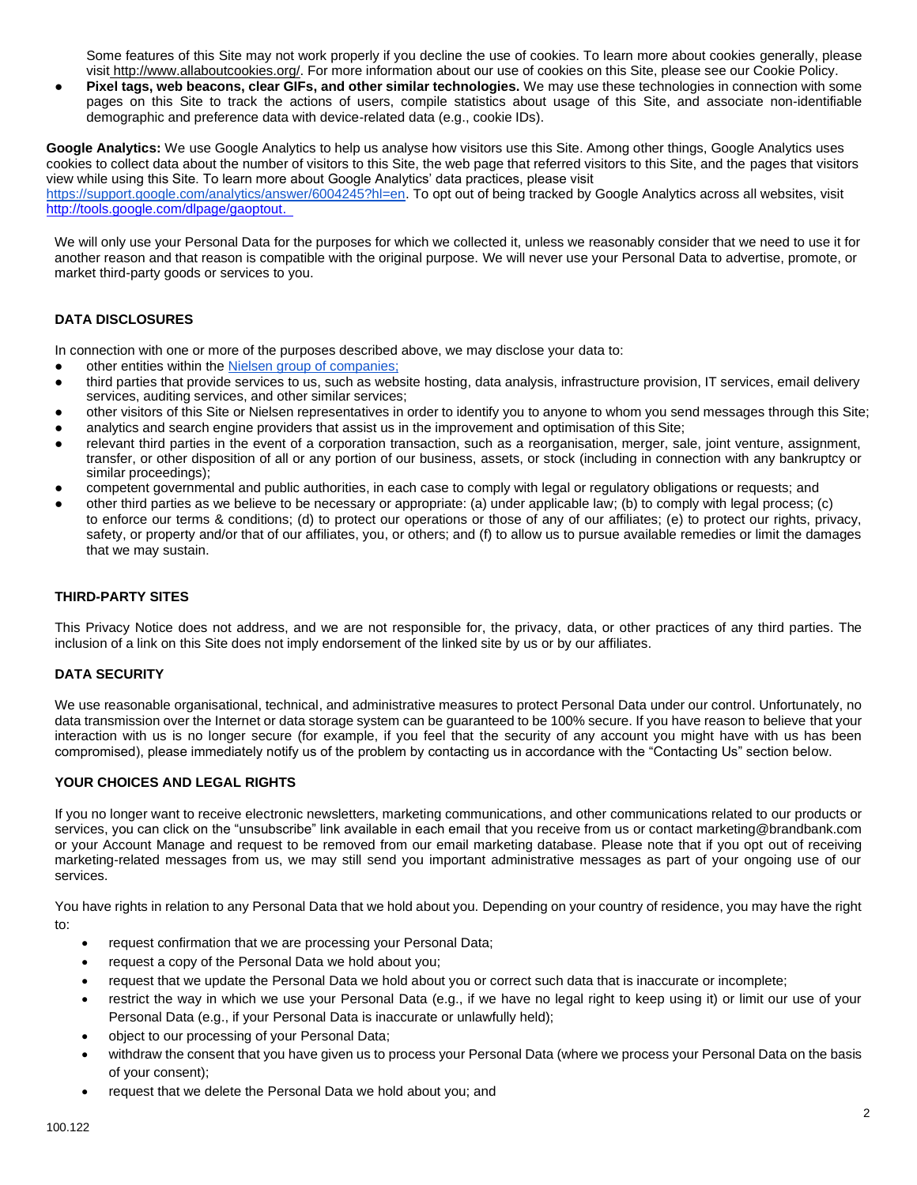Some features of this Site may not work properly if you decline the use of cookies. To learn more about cookies generally, please visit http://www.allaboutcookies.org/. For more information about our use of cookies on this Site, please see our Cookie Policy.

- **Pixel tags, web beacons, clear GIFs, and other similar technologies.** We may use these technologies in connection with some pages on this Site to track the actions of users, compile statistics about usage of this Site, and associate non-identifiable demographic and preference data with device-related data (e.g., cookie IDs).

**Google Analytics:** We use Google Analytics to help us analyse how visitors use this Site. Among other things, Google Analytics uses cookies to collect data about the number of visitors to this Site, the web page that referred visitors to this Site, and the pages that visitors view while using this Site. To learn more about Google Analytics' data practices, please visit https://support.google.com/analytics/answer/6004245?hl=en. To opt out of being tracked by Google Analytics across all websites, visit http://tools.google.com/dlpage/gaoptout.

We will only use your Personal Data for the purposes for which we collected it, unless we reasonably consider that we need to use it for another reason and that reason is compatible with the original purpose. We will never use your Personal Data to advertise, promote, or market third-party goods or services to you.

## DATA DISCLOSURES

In connection with one or more of the purposes described above, we may disclose your data to:

- other entities within the Nielsen group of companies;
- third parties that provide services to us, such as website hosting, data analysis, infrastructure provision, IT services, email delivery services, auditing services, and other similar services;
- other visitors of this Site or Nielsen representatives in order to identify you to anyone to whom you send messages through this Site;
- analytics and search engine providers that assist us in the improvement and optimisation of this Site;
- relevant third parties in the event of a corporation transaction, such as a reorganisation, merger, sale, joint venture, assignment, transfer, or other disposition of all or any portion of our business, assets, or stock (including in connection with any bankruptcy or similar proceedings);
- competent governmental and public authorities, in each case to comply with legal or regulatory obligations or requests; and
- other third parties as we believe to be necessary or appropriate: (a) under applicable law; (b) to comply with legal process; (c) to enforce our terms & conditions; (d) to protect our operations or those of any of our affiliates; (e) to protect our rights, privacy, safety, or property and/or that of our affiliates, you, or others; and (f) to allow us to pursue available remedies or limit the damages that we may sustain.

## THIRD-PARTY SITES

This Privacy Notice does not address, and we are not responsible for, the privacy, data, or other practices of any third parties. The inclusion of a link on this Site does not imply endorsement of the linked site by us or by our affiliates.

## DATA SECURITY

We use reasonable organisational, technical, and administrative measures to protect Personal Data under our control. Unfortunately, no data transmission over the Internet or data storage system can be guaranteed to be 100% secure. If you have reason to believe that your interaction with us is no longer secure (for example, if you feel that the security of any account you might have with us has been compromised), please immediately notify us of the problem by contacting us in accordance with the "Contacting Us" section below.

## YOUR CHOICES AND LEGAL RIGHTS

If you no longer want to receive electronic newsletters, marketing communications, and other communications related to our products or services, you can click on the "unsubscribe" link available in each email that you receive from us or contact marketing@brandbank.com or your Account Manage and request to be removed from our email marketing database. Please note that if you opt out of receiving marketing-related messages from us, we may still send you important administrative messages as part of your ongoing use of our services.

You have rights in relation to any Personal Data that we hold about you. Depending on your country of residence, you may have the right to:

- request confirmation that we are processing your Personal Data;
- request a copy of the Personal Data we hold about you;
- request that we update the Personal Data we hold about you or correct such data that is inaccurate or incomplete;
- restrict the way in which we use your Personal Data (e.g., if we have no legal right to keep using it) or limit our use of your Personal Data (e.g., if your Personal Data is inaccurate or unlawfully held);
- object to our processing of your Personal Data;
- withdraw the consent that you have given us to process your Personal Data (where we process your Personal Data on the basis of your consent);
- request that we delete the Personal Data we hold about you; and

100.122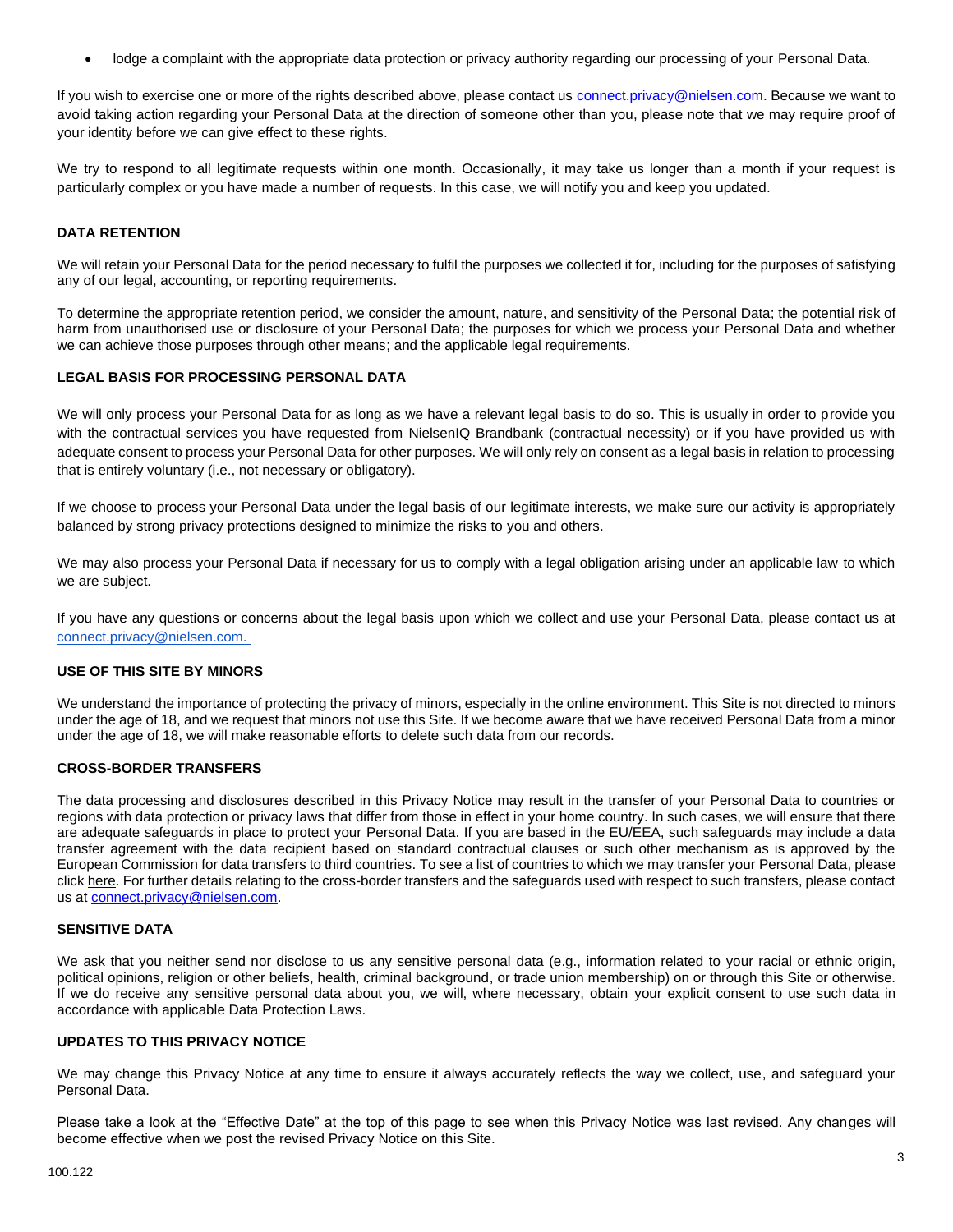- lodge a complaint with the appropriate data protection or privacy authority regarding our processing of your Personal Data.

If you wish to exercise one or more of the rights described above, please contact us connect.privacy@nielsen.com. Because we want to avoid taking action regarding your Personal Data at the direction of someone other than you, please note that we may require proof of your identity before we can give effect to these rights.

We try to respond to all legitimate requests within one month. Occasionally, it may take us longer than a month if your request is particularly complex or you have made a number of requests. In this case, we will notify you and keep you updated.

## DATA RETENTION

We will retain your Personal Data for the period necessary to fulfil the purposes we collected it for, including for the purposes of satisfying any of our legal, accounting, or reporting requirements.

To determine the appropriate retention period, we consider the amount, nature, and sensitivity of the Personal Data; the potential risk of harm from unauthorised use or disclosure of your Personal Data; the purposes for which we process your Personal Data and whether we can achieve those purposes through other means; and the applicable legal requirements.

## LEGAL BASIS FOR PROCESSING PERSONAL DATA

We will only process your Personal Data for as long as we have a relevant legal basis to do so. This is usually in order to provide you with the contractual services you have requested from NielsenIQ Brandbank (contractual necessity) or if you have provided us with adequate consent to process your Personal Data for other purposes. We will only rely on consent as a legal basis in relation to processing that is entirely voluntary (i.e., not necessary or obligatory).

If we choose to process your Personal Data under the legal basis of our legitimate interests, we make sure our activity is appropriately balanced by strong privacy protections designed to minimize the risks to you and others.

We may also process your Personal Data if necessary for us to comply with a legal obligation arising under an applicable law to which we are subject.

If you have any questions or concerns about the legal basis upon which we collect and use your Personal Data, please contact us at connect.privacy@nielsen.com.

## USE OF THIS SITE BY MINORS

We understand the importance of protecting the privacy of minors, especially in the online environment. This Site is not directed to minors under the age of 18, and we request that minors not use this Site. If we become aware that we have received Personal Data from a minor under the age of 18, we will make reasonable efforts to delete such data from our records.

## CROSS-BORDER TRANSFERS

The data processing and disclosures described in this Privacy Notice may result in the transfer of your Personal Data to countries or regions with data protection or privacy laws that differ from those in effect in your home country. In such cases, we will ensure that there are adequate safeguards in place to protect your Personal Data. If you are based in the EU/EEA, such safeguards may include a data transfer agreement with the data recipient based on standard contractual clauses or such other mechanism as is approved by the European Commission for data transfers to third countries. To see a list of countries to which we may transfer your Personal Data, please click here. For further details relating to the cross-border transfers and the safeguards used with respect to such transfers, please contact us at connect.privacy@nielsen.com.

## SENSITIVE DATA

We ask that you neither send nor disclose to us any sensitive personal data (e.g., information related to your racial or ethnic origin, political opinions, religion or other beliefs, health, criminal background, or trade union membership) on or through this Site or otherwise. If we do receive any sensitive personal data about you, we will, where necessary, obtain your explicit consent to use such data in accordance with applicable Data Protection Laws.

## UPDATES TO THIS PRIVACY NOTICE

We may change this Privacy Notice at any time to ensure it always accurately reflects the way we collect, use, and safeguard your Personal Data.

Please take a look at the "Effective Date" at the top of this page to see when this Privacy Notice was last revised. Any changes will become effective when we post the revised Privacy Notice on this Site.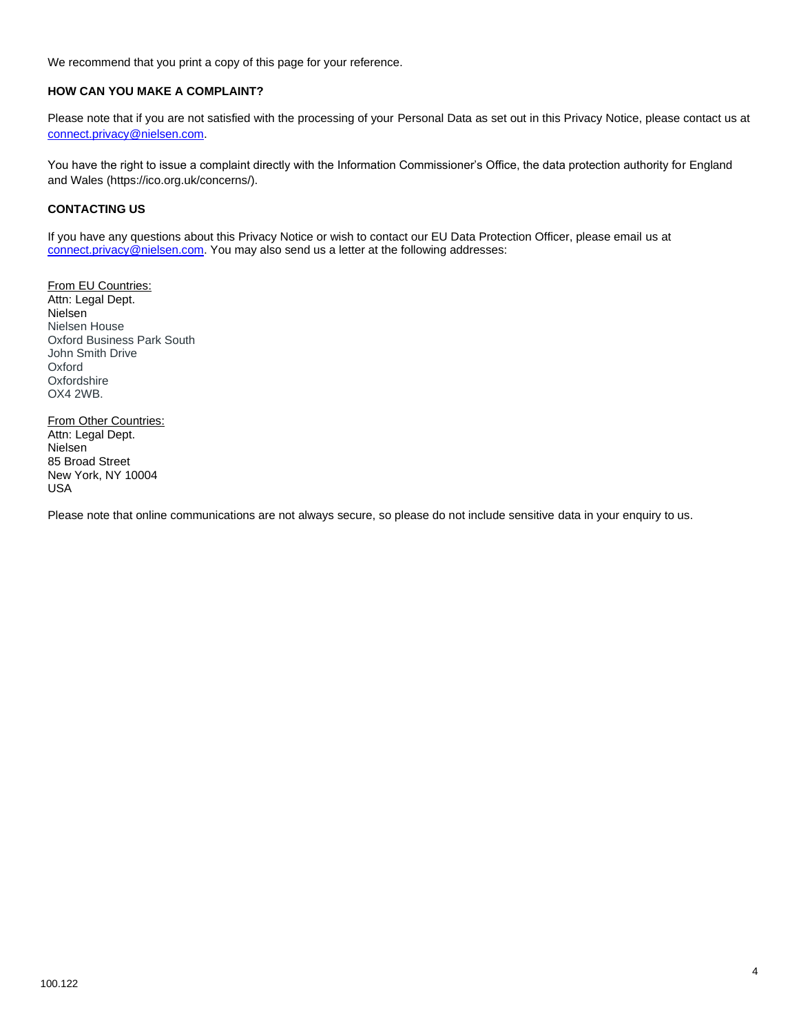We recommend that you print a copy of this page for your reference.

## HOW CAN YOU MAKE A COMPLAINT?

Please note that if you are not satisfied with the processing of your Personal Data as set out in this Privacy Notice, please contact us at connect.privacy@nielsen.com.

You have the right to issue a complaint directly with the Information Commissioner's Office, the data protection authority for England and Wales (https://ico.org.uk/concerns/).

## CONTACTING US

If you have any questions about this Privacy Notice or wish to contact our EU Data Protection Officer, please email us at connect.privacy@nielsen.com. You may also send us a letter at the following addresses:

From EU Countries:
Attn: Legal Dept.
Nielsen
Nielsen House
Oxford Business Park South
John Smith Drive
Oxford
Oxfordshire
OX4 2WB.

From Other Countries:
Attn: Legal Dept.
Nielsen
85 Broad Street
New York, NY 10004
USA

Please note that online communications are not always secure, so please do not include sensitive data in your enquiry to us.

100.122